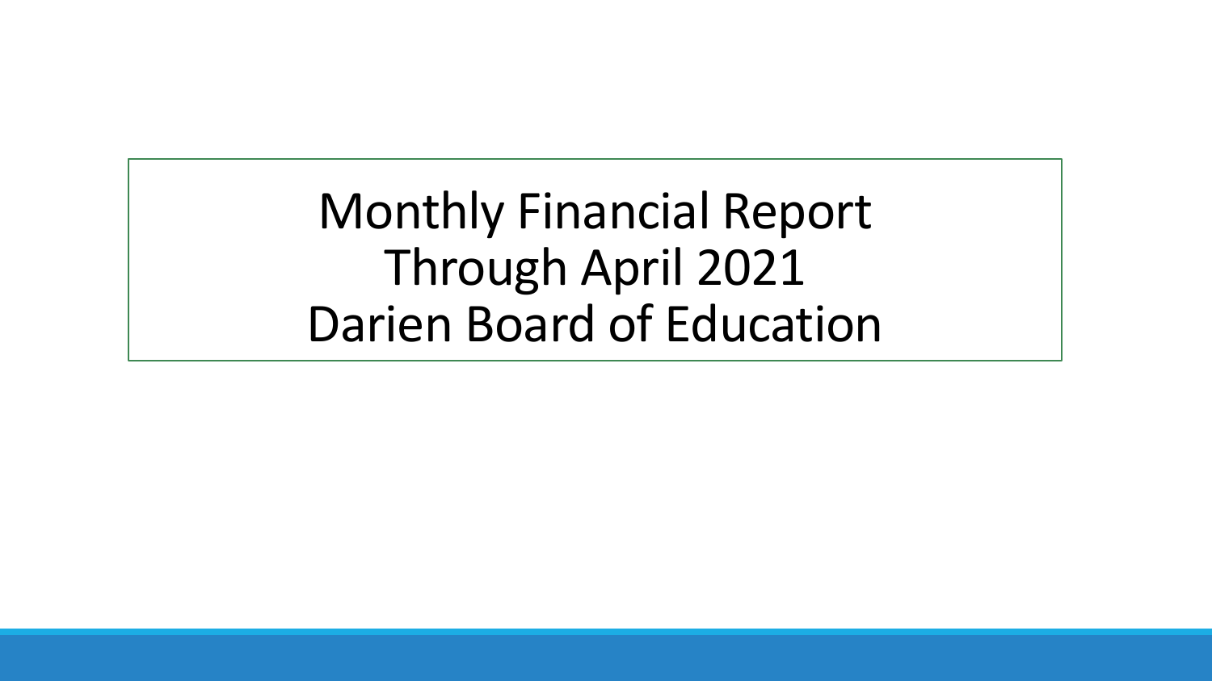# Monthly Financial Report
# Through April 2021
# Darien Board of Education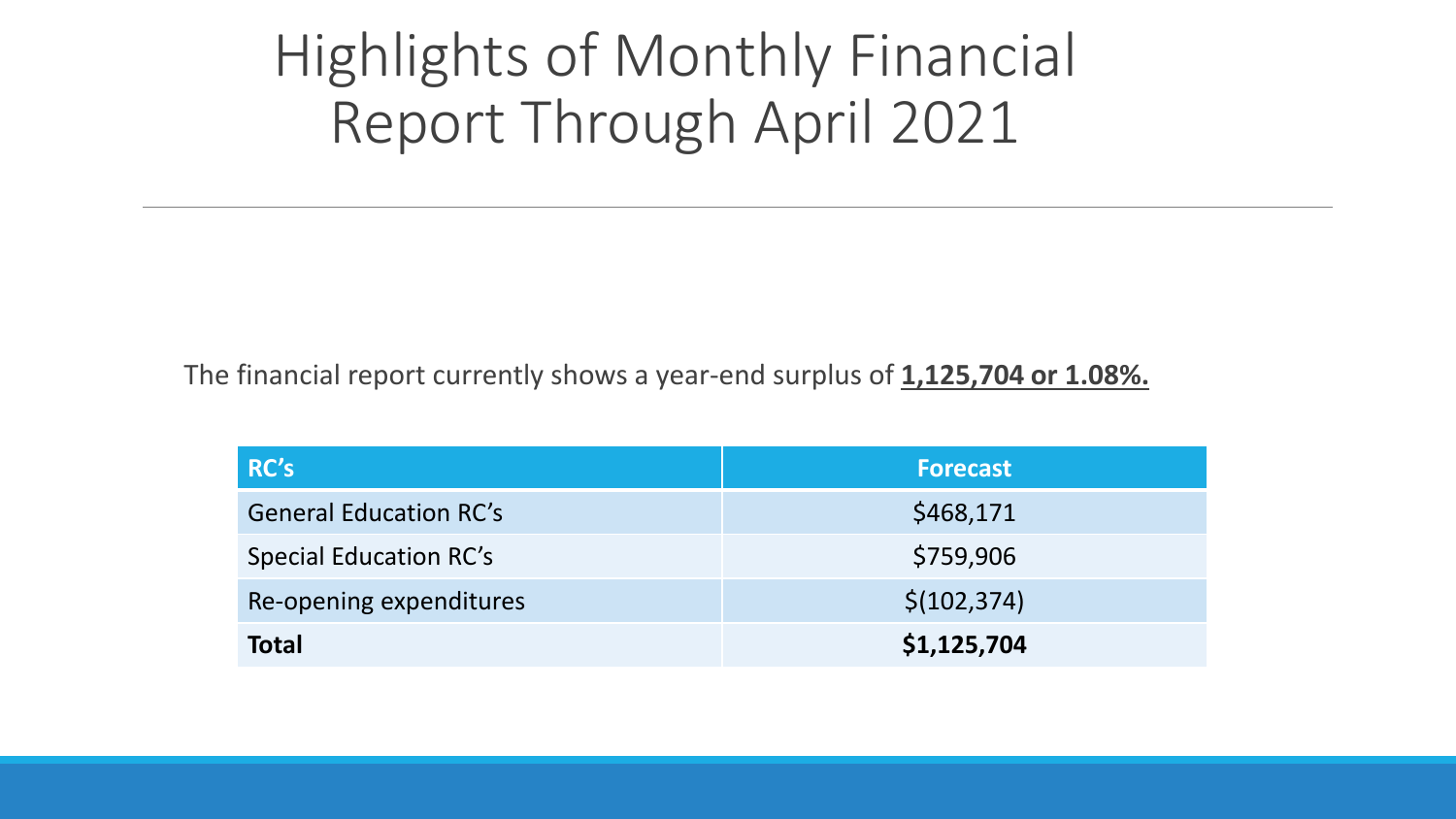# Highlights of Monthly Financial Report Through April 2021

The financial report currently shows a year-end surplus of **1,125,704 or 1.08%.**

| RC's | Forecast |
|---|---|
| General Education RC's | $468,171 |
| Special Education RC's | $759,906 |
| Re-opening expenditures | $(102,374) |
| **Total** | **$1,125,704** |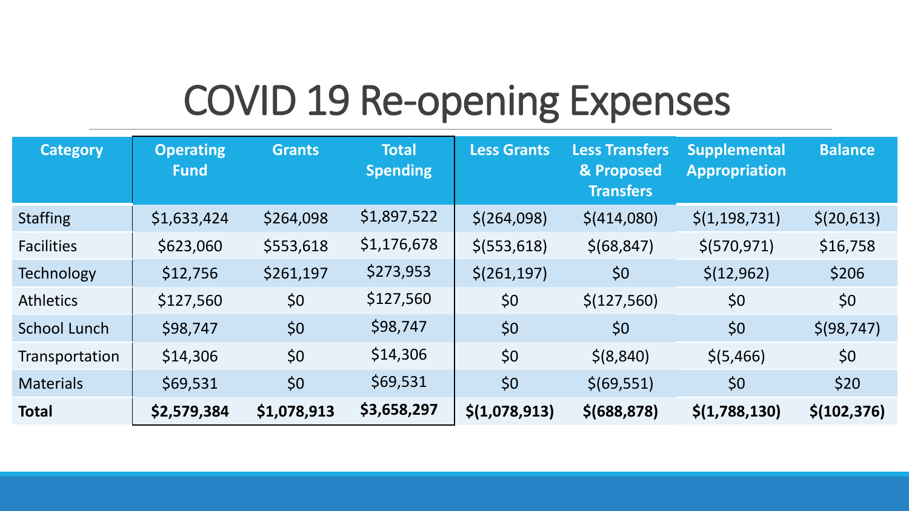# COVID 19 Re-opening Expenses

| Category | Operating Fund | Grants | Total Spending | Less Grants | Less Transfers & Proposed Transfers | Supplemental Appropriation | Balance |
|---|---|---|---|---|---|---|---|
| Staffing | $1,633,424 | $264,098 | $1,897,522 | $(264,098) | $(414,080) | $(1,198,731) | $(20,613) |
| Facilities | $623,060 | $553,618 | $1,176,678 | $(553,618) | $(68,847) | $(570,971) | $16,758 |
| Technology | $12,756 | $261,197 | $273,953 | $(261,197) | $0 | $(12,962) | $206 |
| Athletics | $127,560 | $0 | $127,560 | $0 | $(127,560) | $0 | $0 |
| School Lunch | $98,747 | $0 | $98,747 | $0 | $0 | $0 | $(98,747) |
| Transportation | $14,306 | $0 | $14,306 | $0 | $(8,840) | $(5,466) | $0 |
| Materials | $69,531 | $0 | $69,531 | $0 | $(69,551) | $0 | $20 |
| **Total** | **$2,579,384** | **$1,078,913** | **$3,658,297** | **$(1,078,913)** | **$(688,878)** | **$(1,788,130)** | **$(102,376)** |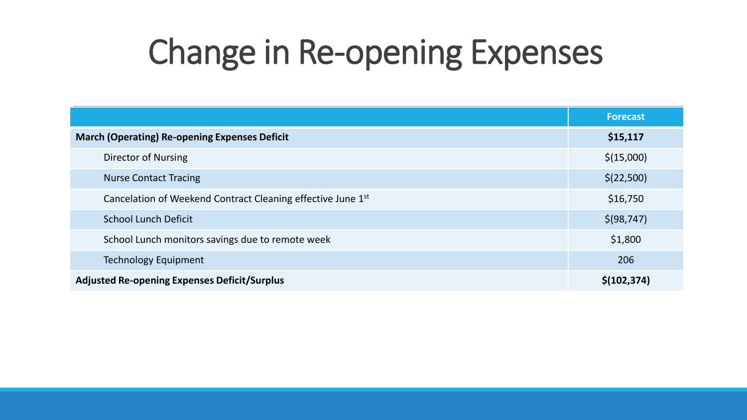# Change in Re-opening Expenses

| | Forecast |
|---|---|
| **March (Operating) Re-opening Expenses Deficit** | **$15,117** |
| Director of Nursing | $(15,000) |
| Nurse Contact Tracing | $(22,500) |
| Cancelation of Weekend Contract Cleaning effective June 1st | $16,750 |
| School Lunch Deficit | $(98,747) |
| School Lunch monitors savings due to remote week | $1,800 |
| Technology Equipment | 206 |
| **Adjusted Re-opening Expenses Deficit/Surplus** | **$(102,374)** |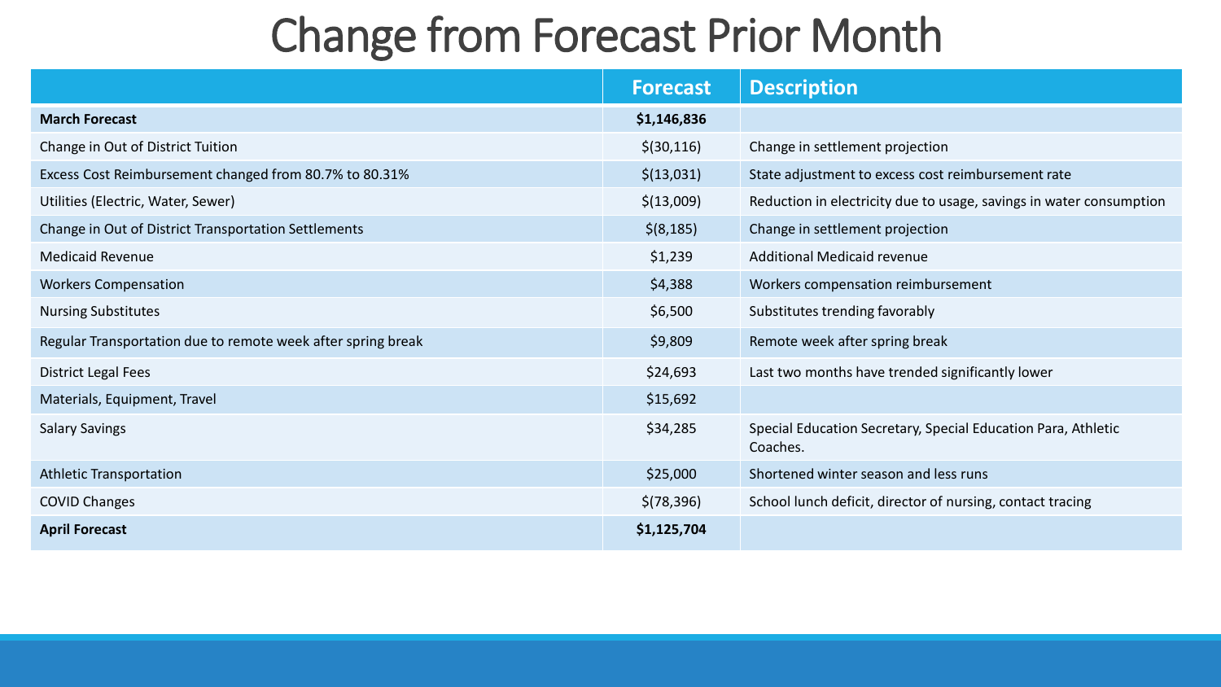# Change from Forecast Prior Month

| | Forecast | Description |
|---|---|---|
| **March Forecast** | **$1,146,836** | |
| Change in Out of District Tuition | $(30,116) | Change in settlement projection |
| Excess Cost Reimbursement changed from 80.7% to 80.31% | $(13,031) | State adjustment to excess cost reimbursement rate |
| Utilities (Electric, Water, Sewer) | $(13,009) | Reduction in electricity due to usage, savings in water consumption |
| Change in Out of District Transportation Settlements | $(8,185) | Change in settlement projection |
| Medicaid Revenue | $1,239 | Additional Medicaid revenue |
| Workers Compensation | $4,388 | Workers compensation reimbursement |
| Nursing Substitutes | $6,500 | Substitutes trending favorably |
| Regular Transportation due to remote week after spring break | $9,809 | Remote week after spring break |
| District Legal Fees | $24,693 | Last two months have trended significantly lower |
| Materials, Equipment, Travel | $15,692 | |
| Salary Savings | $34,285 | Special Education Secretary, Special Education Para, Athletic Coaches. |
| Athletic Transportation | $25,000 | Shortened winter season and less runs |
| COVID Changes | $(78,396) | School lunch deficit, director of nursing, contact tracing |
| **April Forecast** | **$1,125,704** | |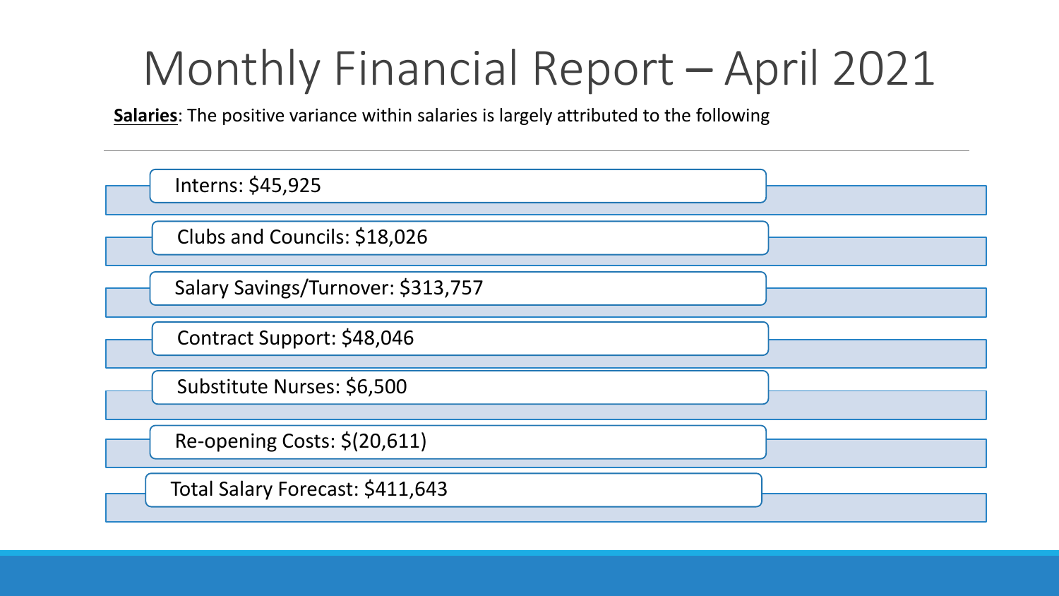# Monthly Financial Report – April 2021

**Salaries**: The positive variance within salaries is largely attributed to the following

- Interns: $45,925
- Clubs and Councils: $18,026
- Salary Savings/Turnover: $313,757
- Contract Support: $48,046
- Substitute Nurses: $6,500
- Re-opening Costs: $(20,611)
- Total Salary Forecast: $411,643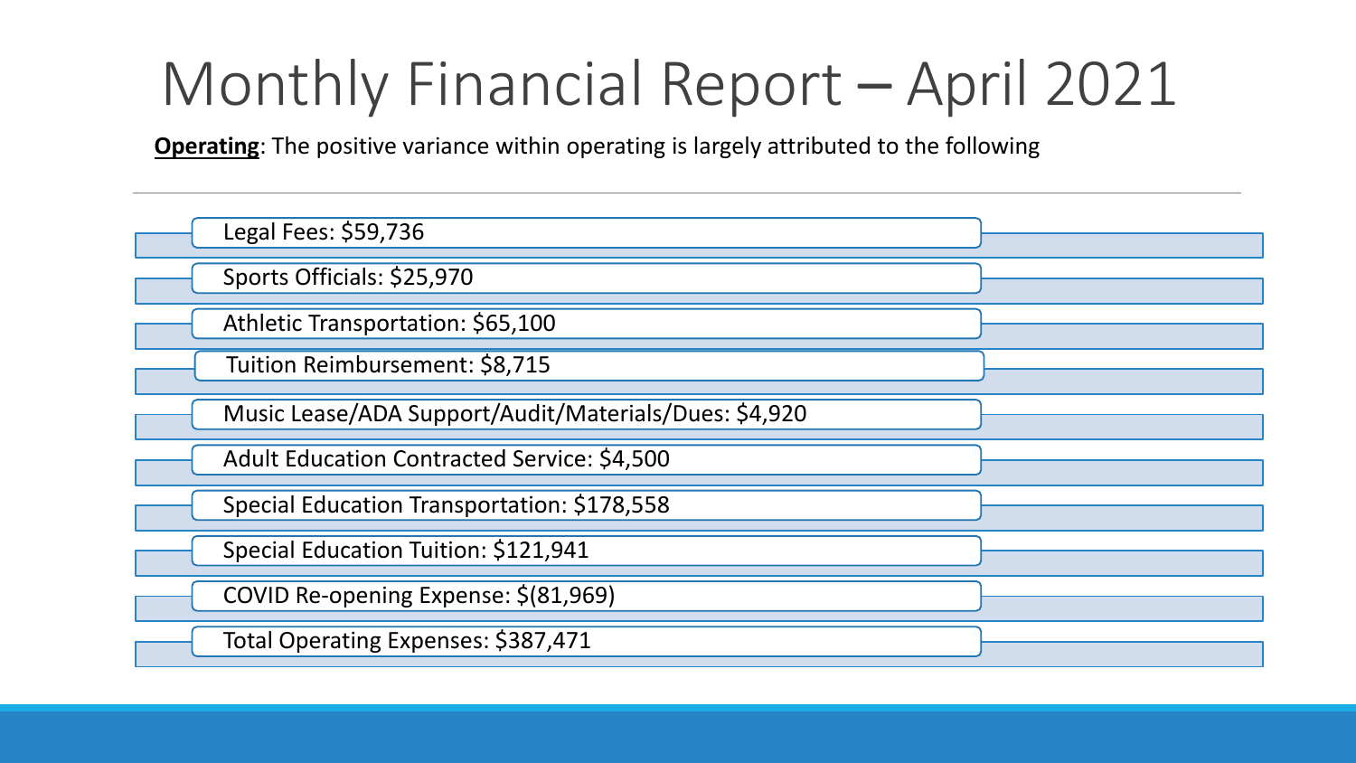# Monthly Financial Report – April 2021

**Operating**: The positive variance within operating is largely attributed to the following

- Legal Fees: $59,736
- Sports Officials: $25,970
- Athletic Transportation: $65,100
- Tuition Reimbursement: $8,715
- Music Lease/ADA Support/Audit/Materials/Dues: $4,920
- Adult Education Contracted Service: $4,500
- Special Education Transportation: $178,558
- Special Education Tuition: $121,941
- COVID Re-opening Expense: $(81,969)
- Total Operating Expenses: $387,471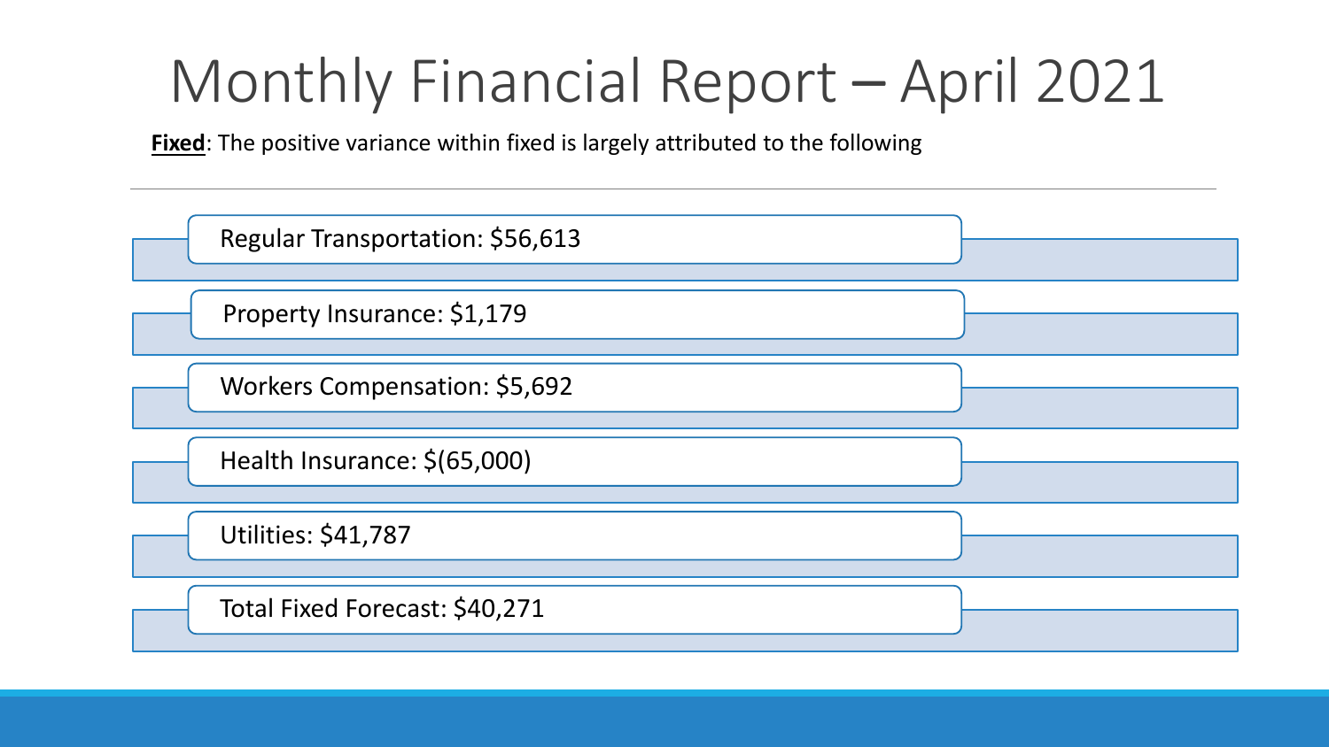# Monthly Financial Report – April 2021

**Fixed**: The positive variance within fixed is largely attributed to the following

- Regular Transportation: $56,613
- Property Insurance: $1,179
- Workers Compensation: $5,692
- Health Insurance: $(65,000)
- Utilities: $41,787
- Total Fixed Forecast: $40,271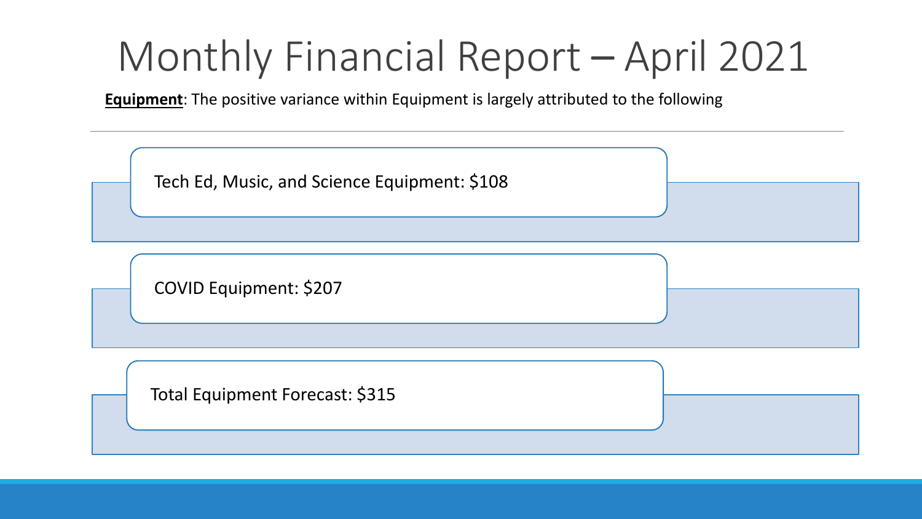# Monthly Financial Report – April 2021

**Equipment**: The positive variance within Equipment is largely attributed to the following

- Tech Ed, Music, and Science Equipment: $108
- COVID Equipment: $207
- Total Equipment Forecast: $315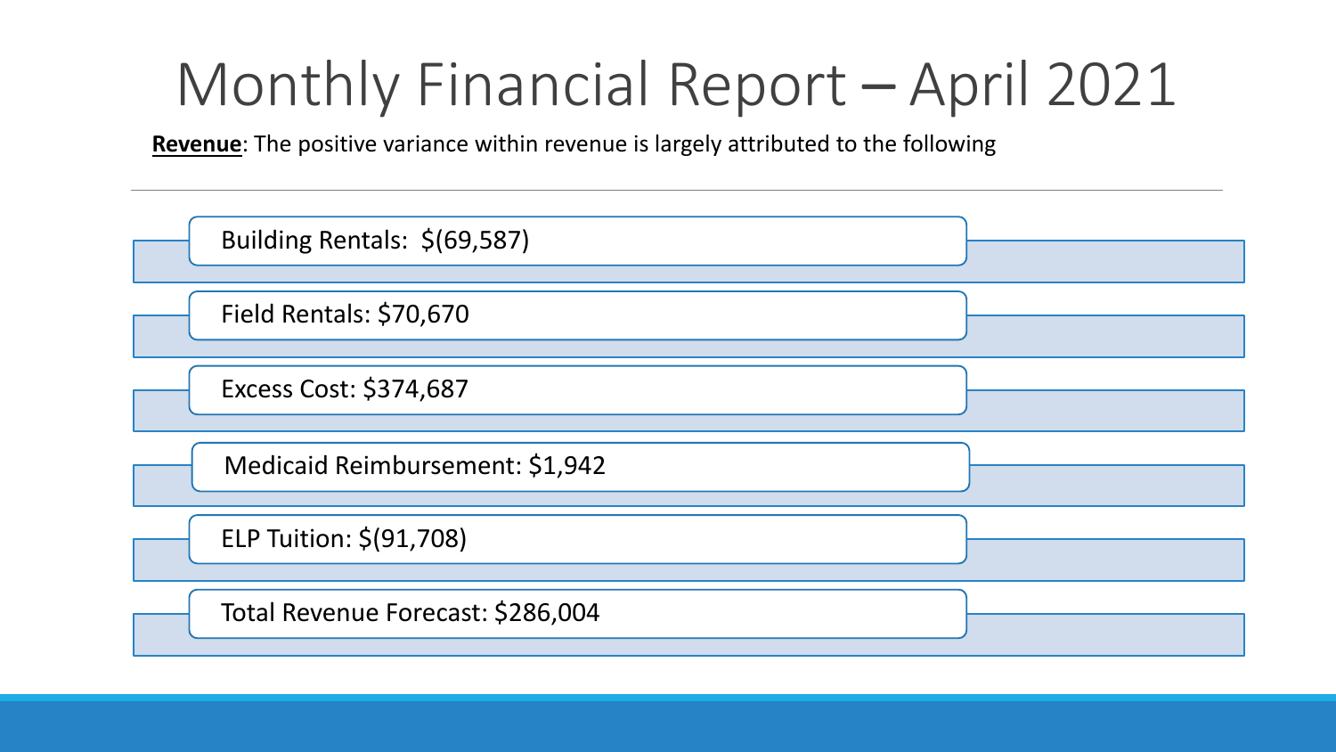# Monthly Financial Report – April 2021

**Revenue**: The positive variance within revenue is largely attributed to the following

---

- Building Rentals: $(69,587)
- Field Rentals: $70,670
- Excess Cost: $374,687
- Medicaid Reimbursement: $1,942
- ELP Tuition: $(91,708)
- Total Revenue Forecast: $286,004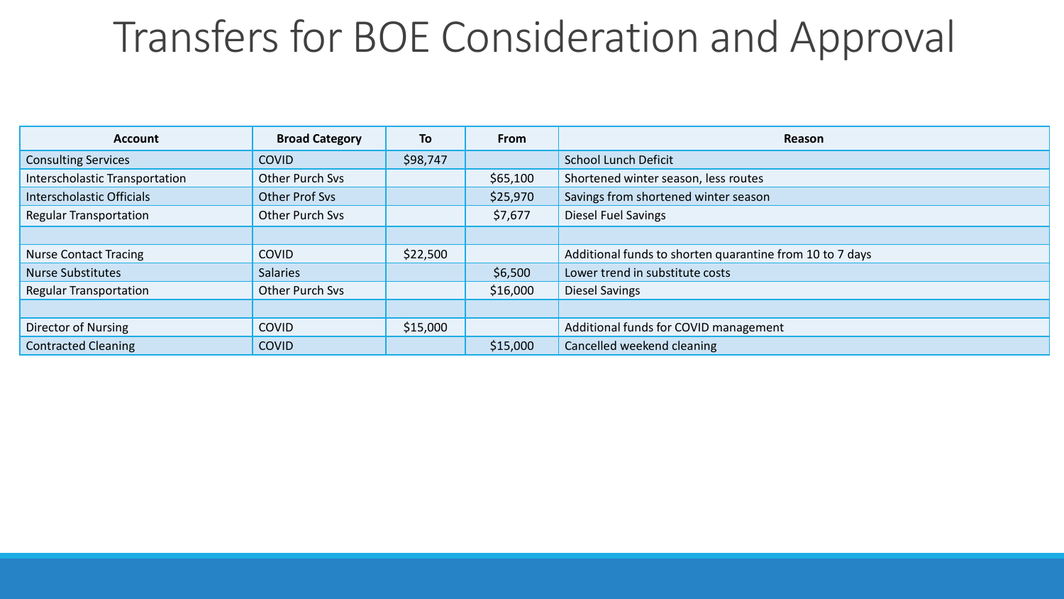# Transfers for BOE Consideration and Approval

| Account | Broad Category | To | From | Reason |
|---|---|---|---|---|
| Consulting Services | COVID | $98,747 | | School Lunch Deficit |
| Interscholastic Transportation | Other Purch Svs | | $65,100 | Shortened winter season, less routes |
| Interscholastic Officials | Other Prof Svs | | $25,970 | Savings from shortened winter season |
| Regular Transportation | Other Purch Svs | | $7,677 | Diesel Fuel Savings |
| | | | | |
| Nurse Contact Tracing | COVID | $22,500 | | Additional funds to shorten quarantine from 10 to 7 days |
| Nurse Substitutes | Salaries | | $6,500 | Lower trend in substitute costs |
| Regular Transportation | Other Purch Svs | | $16,000 | Diesel Savings |
| | | | | |
| Director of Nursing | COVID | $15,000 | | Additional funds for COVID management |
| Contracted Cleaning | COVID | | $15,000 | Cancelled weekend cleaning |